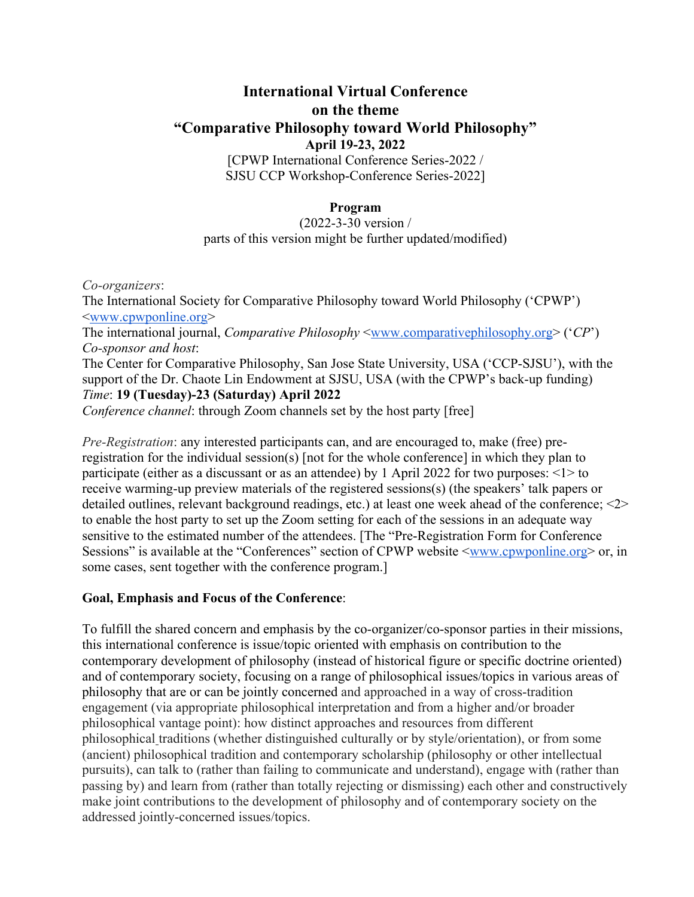# International Virtual Conference on the theme "Comparative Philosophy toward World Philosophy"

**April 19-23, 2022**

[CPWP International Conference Series-2022 / SJSU CCP Workshop-Conference Series-2022]

**Program**

(2022-3-30 version / parts of this version might be further updated/modified)

*Co-organizers*:
The International Society for Comparative Philosophy toward World Philosophy ('CPWP') <www.cpwponline.org>
The international journal, *Comparative Philosophy* <www.comparativephilosophy.org> ('*CP*')
*Co-sponsor and host*:
The Center for Comparative Philosophy, San Jose State University, USA ('CCP-SJSU'), with the support of the Dr. Chaote Lin Endowment at SJSU, USA (with the CPWP's back-up funding)
*Time*: **19 (Tuesday)-23 (Saturday) April 2022**
*Conference channel*: through Zoom channels set by the host party [free]

*Pre-Registration*: any interested participants can, and are encouraged to, make (free) pre-registration for the individual session(s) [not for the whole conference] in which they plan to participate (either as a discussant or as an attendee) by 1 April 2022 for two purposes: <1> to receive warming-up preview materials of the registered sessions(s) (the speakers' talk papers or detailed outlines, relevant background readings, etc.) at least one week ahead of the conference; <2> to enable the host party to set up the Zoom setting for each of the sessions in an adequate way sensitive to the estimated number of the attendees. [The "Pre-Registration Form for Conference Sessions" is available at the "Conferences" section of CPWP website <www.cpwponline.org> or, in some cases, sent together with the conference program.]

**Goal, Emphasis and Focus of the Conference**:

To fulfill the shared concern and emphasis by the co-organizer/co-sponsor parties in their missions, this international conference is issue/topic oriented with emphasis on contribution to the contemporary development of philosophy (instead of historical figure or specific doctrine oriented) and of contemporary society, focusing on a range of philosophical issues/topics in various areas of philosophy that are or can be jointly concerned and approached in a way of cross-tradition engagement (via appropriate philosophical interpretation and from a higher and/or broader philosophical vantage point): how distinct approaches and resources from different philosophical traditions (whether distinguished culturally or by style/orientation), or from some (ancient) philosophical tradition and contemporary scholarship (philosophy or other intellectual pursuits), can talk to (rather than failing to communicate and understand), engage with (rather than passing by) and learn from (rather than totally rejecting or dismissing) each other and constructively make joint contributions to the development of philosophy and of contemporary society on the addressed jointly-concerned issues/topics.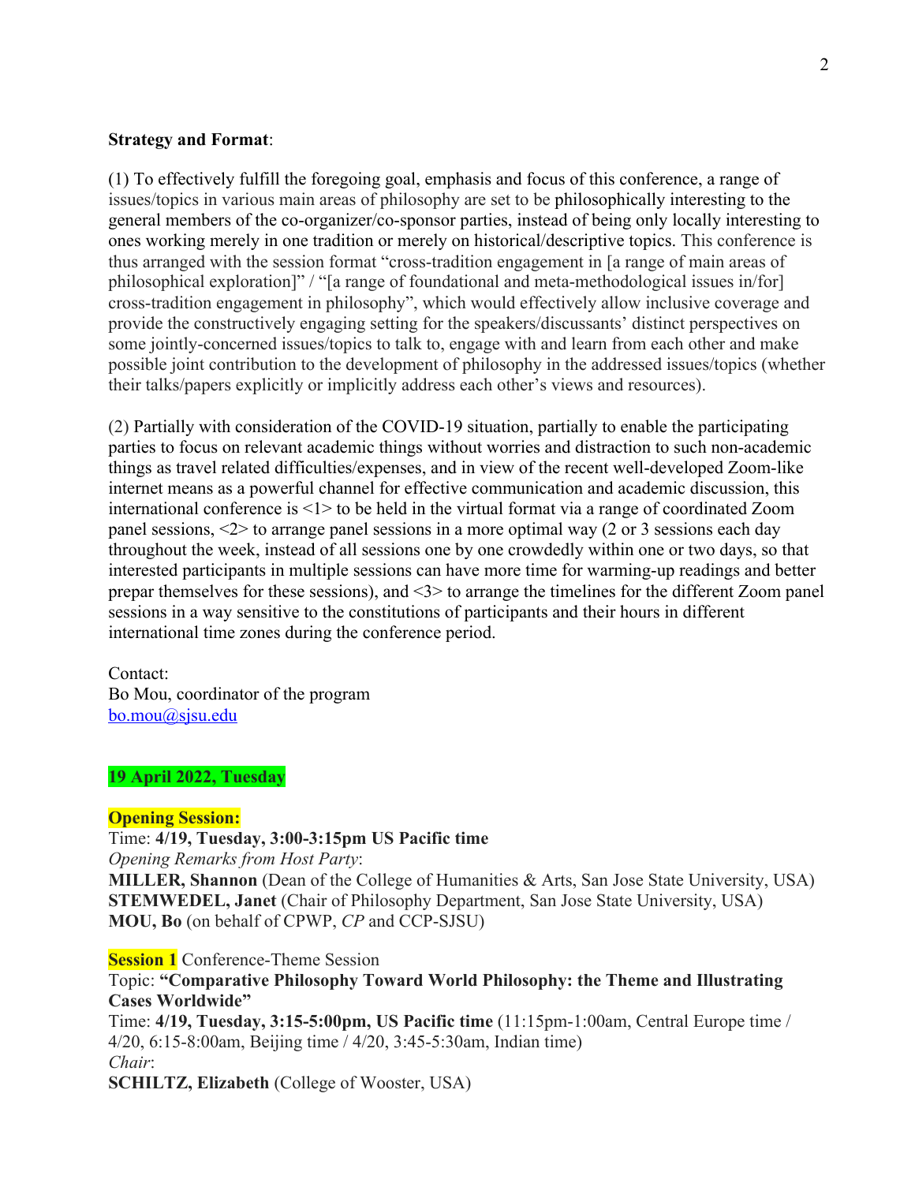**Strategy and Format**:

(1) To effectively fulfill the foregoing goal, emphasis and focus of this conference, a range of issues/topics in various main areas of philosophy are set to be philosophically interesting to the general members of the co-organizer/co-sponsor parties, instead of being only locally interesting to ones working merely in one tradition or merely on historical/descriptive topics. This conference is thus arranged with the session format "cross-tradition engagement in [a range of main areas of philosophical exploration]" / "[a range of foundational and meta-methodological issues in/for] cross-tradition engagement in philosophy", which would effectively allow inclusive coverage and provide the constructively engaging setting for the speakers/discussants' distinct perspectives on some jointly-concerned issues/topics to talk to, engage with and learn from each other and make possible joint contribution to the development of philosophy in the addressed issues/topics (whether their talks/papers explicitly or implicitly address each other's views and resources).

(2) Partially with consideration of the COVID-19 situation, partially to enable the participating parties to focus on relevant academic things without worries and distraction to such non-academic things as travel related difficulties/expenses, and in view of the recent well-developed Zoom-like internet means as a powerful channel for effective communication and academic discussion, this international conference is <1> to be held in the virtual format via a range of coordinated Zoom panel sessions, <2> to arrange panel sessions in a more optimal way (2 or 3 sessions each day throughout the week, instead of all sessions one by one crowdedly within one or two days, so that interested participants in multiple sessions can have more time for warming-up readings and better prepar themselves for these sessions), and <3> to arrange the timelines for the different Zoom panel sessions in a way sensitive to the constitutions of participants and their hours in different international time zones during the conference period.

Contact:
Bo Mou, coordinator of the program
bo.mou@sjsu.edu

**19 April 2022, Tuesday**

**Opening Session:**
Time: **4/19, Tuesday, 3:00-3:15pm US Pacific time**
*Opening Remarks from Host Party*:
**MILLER, Shannon** (Dean of the College of Humanities & Arts, San Jose State University, USA)
**STEMWEDEL, Janet** (Chair of Philosophy Department, San Jose State University, USA)
**MOU, Bo** (on behalf of CPWP, *CP* and CCP-SJSU)

**Session 1** Conference-Theme Session
Topic: **"Comparative Philosophy Toward World Philosophy: the Theme and Illustrating Cases Worldwide"**
Time: **4/19, Tuesday, 3:15-5:00pm, US Pacific time** (11:15pm-1:00am, Central Europe time / 4/20, 6:15-8:00am, Beijing time / 4/20, 3:45-5:30am, Indian time)
*Chair*:
**SCHILTZ, Elizabeth** (College of Wooster, USA)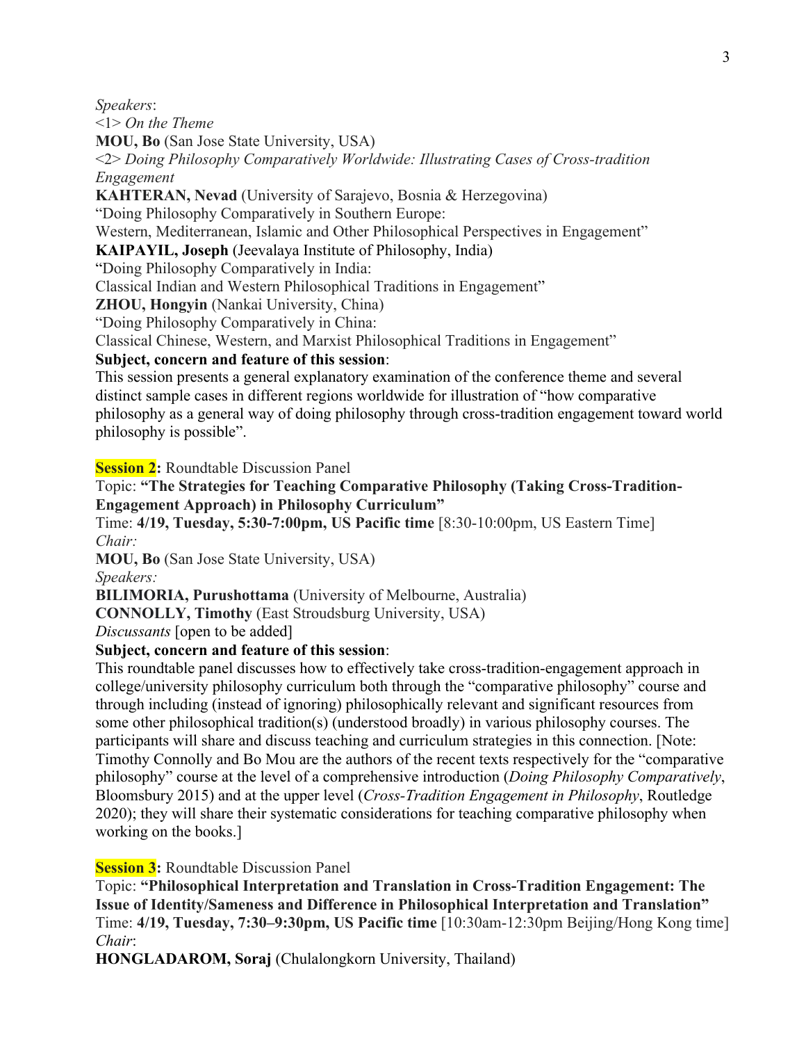*Speakers*:

<1> *On the Theme*

**MOU, Bo** (San Jose State University, USA)

<2> *Doing Philosophy Comparatively Worldwide: Illustrating Cases of Cross-tradition Engagement*

**KAHTERAN, Nevad** (University of Sarajevo, Bosnia & Herzegovina)

"Doing Philosophy Comparatively in Southern Europe:
Western, Mediterranean, Islamic and Other Philosophical Perspectives in Engagement"

**KAIPAYIL, Joseph** (Jeevalaya Institute of Philosophy, India)

"Doing Philosophy Comparatively in India:
Classical Indian and Western Philosophical Traditions in Engagement"

**ZHOU, Hongyin** (Nankai University, China)

"Doing Philosophy Comparatively in China:
Classical Chinese, Western, and Marxist Philosophical Traditions in Engagement"

**Subject, concern and feature of this session**:

This session presents a general explanatory examination of the conference theme and several distinct sample cases in different regions worldwide for illustration of "how comparative philosophy as a general way of doing philosophy through cross-tradition engagement toward world philosophy is possible".

**Session 2:** Roundtable Discussion Panel

Topic: **"The Strategies for Teaching Comparative Philosophy (Taking Cross-Tradition-Engagement Approach) in Philosophy Curriculum"**

Time: **4/19, Tuesday, 5:30-7:00pm, US Pacific time** [8:30-10:00pm, US Eastern Time]

*Chair:*

**MOU, Bo** (San Jose State University, USA)

*Speakers:*

**BILIMORIA, Purushottama** (University of Melbourne, Australia)

**CONNOLLY, Timothy** (East Stroudsburg University, USA)

*Discussants* [open to be added]

**Subject, concern and feature of this session**:

This roundtable panel discusses how to effectively take cross-tradition-engagement approach in college/university philosophy curriculum both through the "comparative philosophy" course and through including (instead of ignoring) philosophically relevant and significant resources from some other philosophical tradition(s) (understood broadly) in various philosophy courses. The participants will share and discuss teaching and curriculum strategies in this connection. [Note: Timothy Connolly and Bo Mou are the authors of the recent texts respectively for the "comparative philosophy" course at the level of a comprehensive introduction (*Doing Philosophy Comparatively*, Bloomsbury 2015) and at the upper level (*Cross-Tradition Engagement in Philosophy*, Routledge 2020); they will share their systematic considerations for teaching comparative philosophy when working on the books.]

**Session 3:** Roundtable Discussion Panel

Topic: **"Philosophical Interpretation and Translation in Cross-Tradition Engagement: The Issue of Identity/Sameness and Difference in Philosophical Interpretation and Translation"**

Time: **4/19, Tuesday, 7:30–9:30pm, US Pacific time** [10:30am-12:30pm Beijing/Hong Kong time]

*Chair*:

**HONGLADAROM, Soraj** (Chulalongkorn University, Thailand)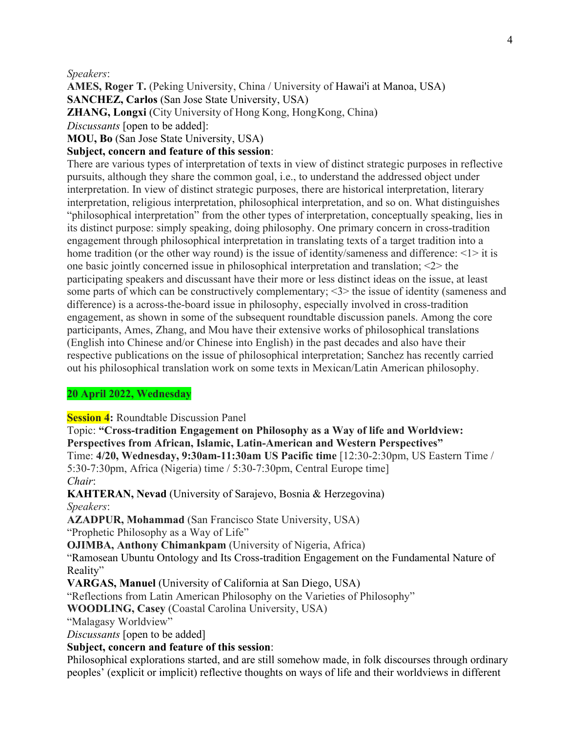*Speakers*:

**AMES, Roger T.** (Peking University, China / University of Hawai'i at Manoa, USA)
**SANCHEZ, Carlos** (San Jose State University, USA)
**ZHANG, Longxi** (City University of Hong Kong, HongKong, China)
*Discussants* [open to be added]:
**MOU, Bo** (San Jose State University, USA)

**Subject, concern and feature of this session**:

There are various types of interpretation of texts in view of distinct strategic purposes in reflective pursuits, although they share the common goal, i.e., to understand the addressed object under interpretation. In view of distinct strategic purposes, there are historical interpretation, literary interpretation, religious interpretation, philosophical interpretation, and so on. What distinguishes "philosophical interpretation" from the other types of interpretation, conceptually speaking, lies in its distinct purpose: simply speaking, doing philosophy. One primary concern in cross-tradition engagement through philosophical interpretation in translating texts of a target tradition into a home tradition (or the other way round) is the issue of identity/sameness and difference: <1> it is one basic jointly concerned issue in philosophical interpretation and translation; <2> the participating speakers and discussant have their more or less distinct ideas on the issue, at least some parts of which can be constructively complementary; <3> the issue of identity (sameness and difference) is a across-the-board issue in philosophy, especially involved in cross-tradition engagement, as shown in some of the subsequent roundtable discussion panels. Among the core participants, Ames, Zhang, and Mou have their extensive works of philosophical translations (English into Chinese and/or Chinese into English) in the past decades and also have their respective publications on the issue of philosophical interpretation; Sanchez has recently carried out his philosophical translation work on some texts in Mexican/Latin American philosophy.

## 20 April 2022, Wednesday

**Session 4:** Roundtable Discussion Panel

Topic: **"Cross-tradition Engagement on Philosophy as a Way of life and Worldview: Perspectives from African, Islamic, Latin-American and Western Perspectives"**

Time: **4/20, Wednesday, 9:30am-11:30am US Pacific time** [12:30-2:30pm, US Eastern Time / 5:30-7:30pm, Africa (Nigeria) time / 5:30-7:30pm, Central Europe time]

*Chair*:

**KAHTERAN, Nevad** (University of Sarajevo, Bosnia & Herzegovina)

*Speakers*:

**AZADPUR, Mohammad** (San Francisco State University, USA)
"Prophetic Philosophy as a Way of Life"

**OJIMBA, Anthony Chimankpam** (University of Nigeria, Africa)
"Ramosean Ubuntu Ontology and Its Cross-tradition Engagement on the Fundamental Nature of Reality"

**VARGAS, Manuel** (University of California at San Diego, USA)
"Reflections from Latin American Philosophy on the Varieties of Philosophy"

**WOODLING, Casey** (Coastal Carolina University, USA)
"Malagasy Worldview"

*Discussants* [open to be added]

**Subject, concern and feature of this session**:

Philosophical explorations started, and are still somehow made, in folk discourses through ordinary peoples' (explicit or implicit) reflective thoughts on ways of life and their worldviews in different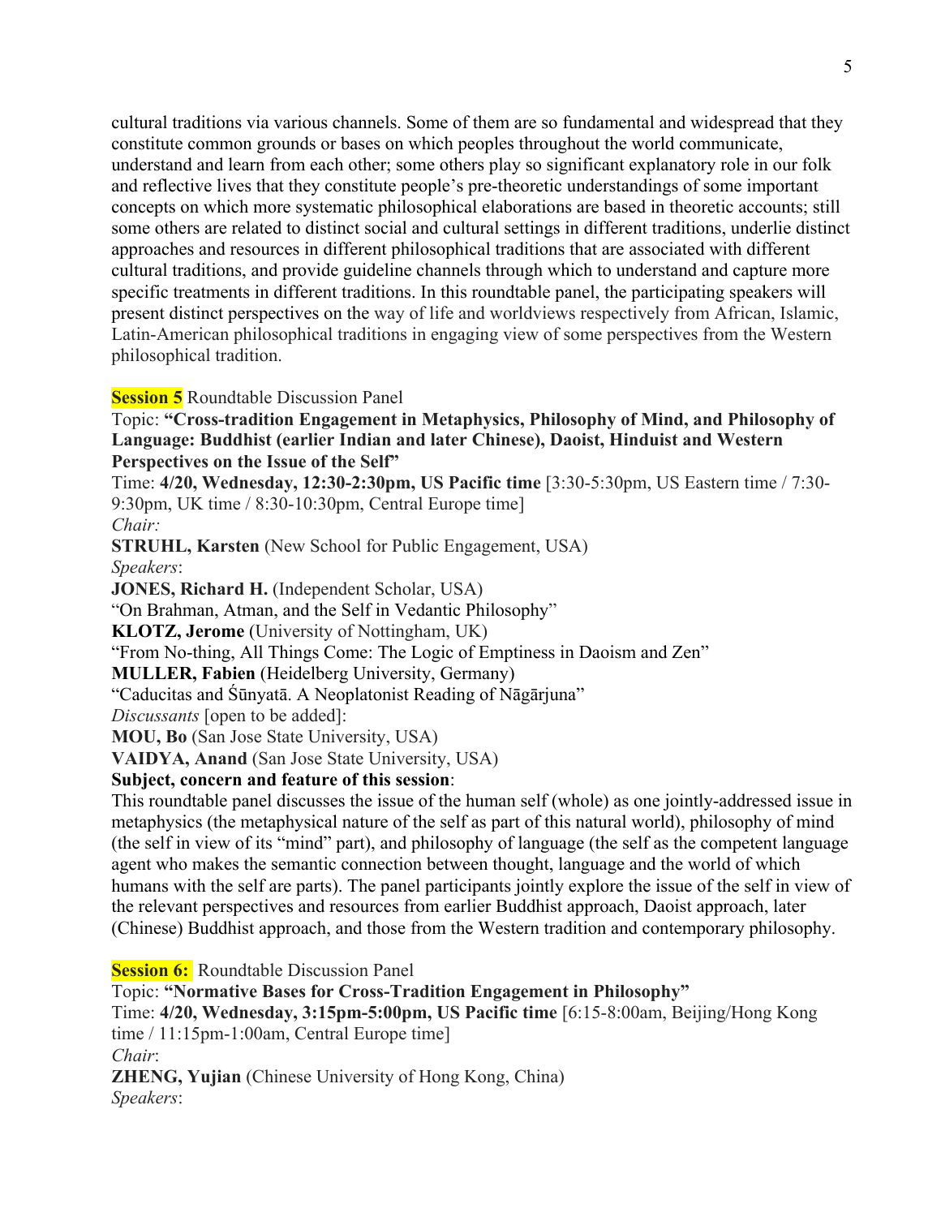cultural traditions via various channels. Some of them are so fundamental and widespread that they constitute common grounds or bases on which peoples throughout the world communicate, understand and learn from each other; some others play so significant explanatory role in our folk and reflective lives that they constitute people's pre-theoretic understandings of some important concepts on which more systematic philosophical elaborations are based in theoretic accounts; still some others are related to distinct social and cultural settings in different traditions, underlie distinct approaches and resources in different philosophical traditions that are associated with different cultural traditions, and provide guideline channels through which to understand and capture more specific treatments in different traditions. In this roundtable panel, the participating speakers will present distinct perspectives on the way of life and worldviews respectively from African, Islamic, Latin-American philosophical traditions in engaging view of some perspectives from the Western philosophical tradition.

**Session 5** Roundtable Discussion Panel

Topic: **"Cross-tradition Engagement in Metaphysics, Philosophy of Mind, and Philosophy of Language: Buddhist (earlier Indian and later Chinese), Daoist, Hinduist and Western Perspectives on the Issue of the Self"**

Time: **4/20, Wednesday, 12:30-2:30pm, US Pacific time** [3:30-5:30pm, US Eastern time / 7:30-9:30pm, UK time / 8:30-10:30pm, Central Europe time]

*Chair:*

**STRUHL, Karsten** (New School for Public Engagement, USA)

*Speakers*:

**JONES, Richard H.** (Independent Scholar, USA)

"On Brahman, Atman, and the Self in Vedantic Philosophy"

**KLOTZ, Jerome** (University of Nottingham, UK)

"From No-thing, All Things Come: The Logic of Emptiness in Daoism and Zen"

**MULLER, Fabien** (Heidelberg University, Germany)

"Caducitas and Śūnyatā. A Neoplatonist Reading of Nāgārjuna"

*Discussants* [open to be added]:

**MOU, Bo** (San Jose State University, USA)

**VAIDYA, Anand** (San Jose State University, USA)

**Subject, concern and feature of this session**:

This roundtable panel discusses the issue of the human self (whole) as one jointly-addressed issue in metaphysics (the metaphysical nature of the self as part of this natural world), philosophy of mind (the self in view of its "mind" part), and philosophy of language (the self as the competent language agent who makes the semantic connection between thought, language and the world of which humans with the self are parts). The panel participants jointly explore the issue of the self in view of the relevant perspectives and resources from earlier Buddhist approach, Daoist approach, later (Chinese) Buddhist approach, and those from the Western tradition and contemporary philosophy.

**Session 6:** Roundtable Discussion Panel

Topic: **"Normative Bases for Cross-Tradition Engagement in Philosophy"**

Time: **4/20, Wednesday, 3:15pm-5:00pm, US Pacific time** [6:15-8:00am, Beijing/Hong Kong time / 11:15pm-1:00am, Central Europe time]

*Chair*:

**ZHENG, Yujian** (Chinese University of Hong Kong, China)

*Speakers*: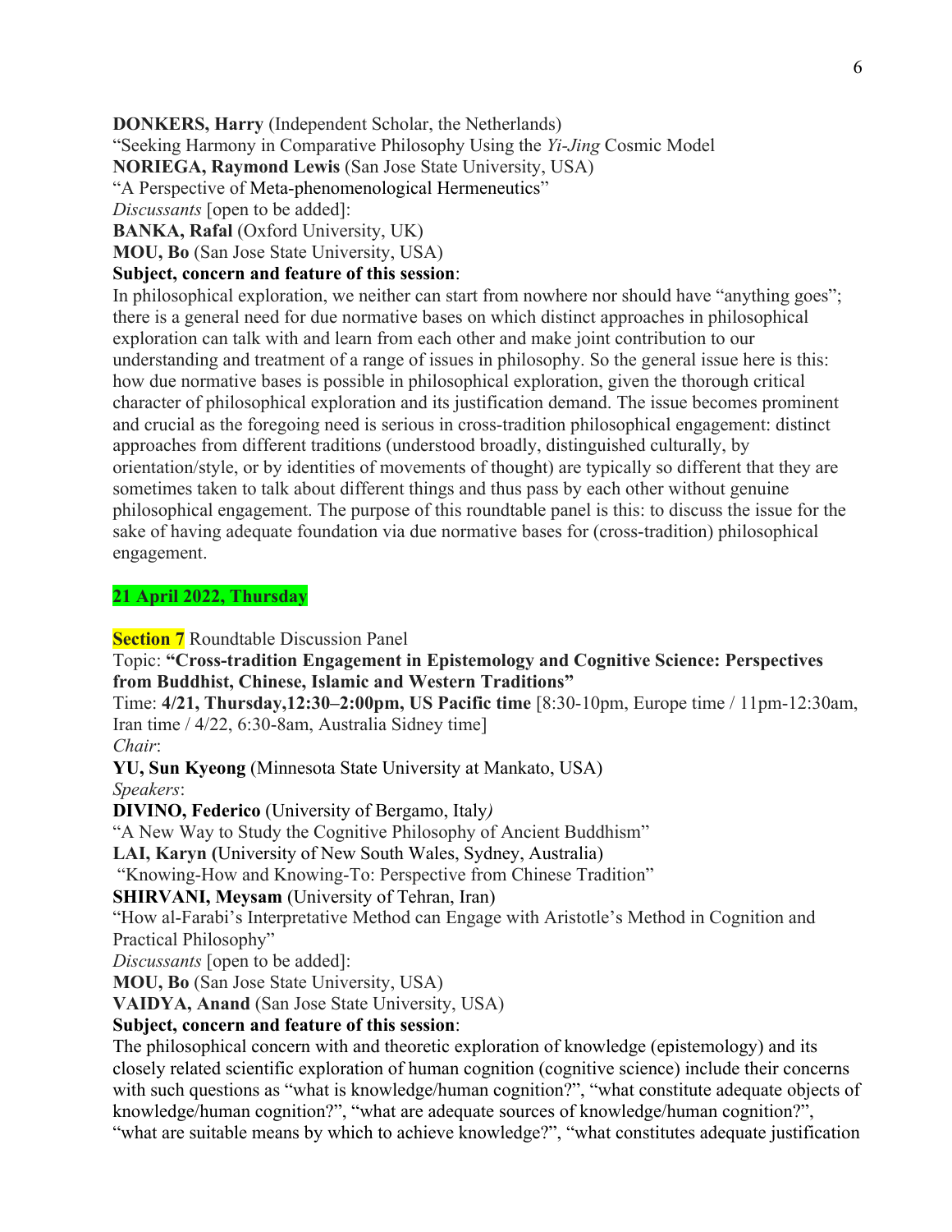**DONKERS, Harry** (Independent Scholar, the Netherlands)
"Seeking Harmony in Comparative Philosophy Using the *Yi-Jing* Cosmic Model
**NORIEGA, Raymond Lewis** (San Jose State University, USA)
"A Perspective of Meta-phenomenological Hermeneutics"
*Discussants* [open to be added]:
**BANKA, Rafal** (Oxford University, UK)
**MOU, Bo** (San Jose State University, USA)
**Subject, concern and feature of this session**:
In philosophical exploration, we neither can start from nowhere nor should have "anything goes"; there is a general need for due normative bases on which distinct approaches in philosophical exploration can talk with and learn from each other and make joint contribution to our understanding and treatment of a range of issues in philosophy. So the general issue here is this: how due normative bases is possible in philosophical exploration, given the thorough critical character of philosophical exploration and its justification demand. The issue becomes prominent and crucial as the foregoing need is serious in cross-tradition philosophical engagement: distinct approaches from different traditions (understood broadly, distinguished culturally, by orientation/style, or by identities of movements of thought) are typically so different that they are sometimes taken to talk about different things and thus pass by each other without genuine philosophical engagement. The purpose of this roundtable panel is this: to discuss the issue for the sake of having adequate foundation via due normative bases for (cross-tradition) philosophical engagement.

**21 April 2022, Thursday**

**Section 7** Roundtable Discussion Panel
Topic: **"Cross-tradition Engagement in Epistemology and Cognitive Science: Perspectives from Buddhist, Chinese, Islamic and Western Traditions"**
Time: **4/21, Thursday,12:30–2:00pm, US Pacific time** [8:30-10pm, Europe time / 11pm-12:30am, Iran time / 4/22, 6:30-8am, Australia Sidney time]
*Chair*:
**YU, Sun Kyeong** (Minnesota State University at Mankato, USA)
*Speakers*:
**DIVINO, Federico** (University of Bergamo, Italy*)*
"A New Way to Study the Cognitive Philosophy of Ancient Buddhism"
**LAI, Karyn (**University of New South Wales, Sydney, Australia)
"Knowing-How and Knowing-To: Perspective from Chinese Tradition"
**SHIRVANI, Meysam** (University of Tehran, Iran)
"How al-Farabi's Interpretative Method can Engage with Aristotle's Method in Cognition and Practical Philosophy"
*Discussants* [open to be added]:
**MOU, Bo** (San Jose State University, USA)
**VAIDYA, Anand** (San Jose State University, USA)
**Subject, concern and feature of this session**:
The philosophical concern with and theoretic exploration of knowledge (epistemology) and its closely related scientific exploration of human cognition (cognitive science) include their concerns with such questions as "what is knowledge/human cognition?", "what constitute adequate objects of knowledge/human cognition?", "what are adequate sources of knowledge/human cognition?", "what are suitable means by which to achieve knowledge?", "what constitutes adequate justification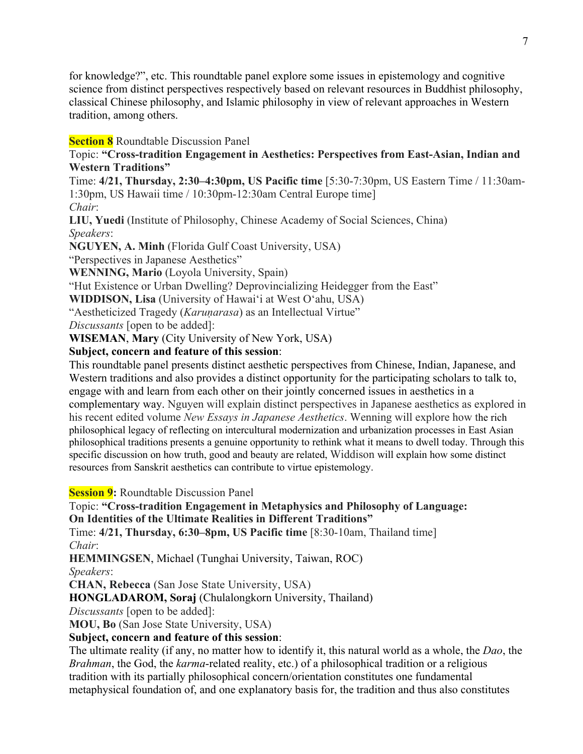for knowledge?", etc. This roundtable panel explore some issues in epistemology and cognitive science from distinct perspectives respectively based on relevant resources in Buddhist philosophy, classical Chinese philosophy, and Islamic philosophy in view of relevant approaches in Western tradition, among others.

**Section 8** Roundtable Discussion Panel

Topic: **"Cross-tradition Engagement in Aesthetics: Perspectives from East-Asian, Indian and Western Traditions"**

Time: **4/21, Thursday, 2:30–4:30pm, US Pacific time** [5:30-7:30pm, US Eastern Time / 11:30am-1:30pm, US Hawaii time / 10:30pm-12:30am Central Europe time]

*Chair*:

**LIU, Yuedi** (Institute of Philosophy, Chinese Academy of Social Sciences, China)

*Speakers*:

**NGUYEN, A. Minh** (Florida Gulf Coast University, USA)

"Perspectives in Japanese Aesthetics"

**WENNING, Mario** (Loyola University, Spain)

"Hut Existence or Urban Dwelling? Deprovincializing Heidegger from the East"

**WIDDISON, Lisa** (University of Hawai'i at West O'ahu, USA)

"Aestheticized Tragedy (*Karuṇarasa*) as an Intellectual Virtue"

*Discussants* [open to be added]:

**WISEMAN**, **Mary** (City University of New York, USA)

**Subject, concern and feature of this session**:

This roundtable panel presents distinct aesthetic perspectives from Chinese, Indian, Japanese, and Western traditions and also provides a distinct opportunity for the participating scholars to talk to, engage with and learn from each other on their jointly concerned issues in aesthetics in a complementary way. Nguyen will explain distinct perspectives in Japanese aesthetics as explored in his recent edited volume *New Essays in Japanese Aesthetics*. Wenning will explore how the rich philosophical legacy of reflecting on intercultural modernization and urbanization processes in East Asian philosophical traditions presents a genuine opportunity to rethink what it means to dwell today. Through this specific discussion on how truth, good and beauty are related, Widdison will explain how some distinct resources from Sanskrit aesthetics can contribute to virtue epistemology.

**Session 9:** Roundtable Discussion Panel

Topic: **"Cross-tradition Engagement in Metaphysics and Philosophy of Language: On Identities of the Ultimate Realities in Different Traditions"**

Time: **4/21, Thursday, 6:30–8pm, US Pacific time** [8:30-10am, Thailand time]

*Chair*:

**HEMMINGSEN**, Michael (Tunghai University, Taiwan, ROC)

*Speakers*:

**CHAN, Rebecca** (San Jose State University, USA)

**HONGLADAROM, Soraj** (Chulalongkorn University, Thailand)

*Discussants* [open to be added]:

**MOU, Bo** (San Jose State University, USA)

**Subject, concern and feature of this session**:

The ultimate reality (if any, no matter how to identify it, this natural world as a whole, the *Dao*, the *Brahman*, the God, the *karma*-related reality, etc.) of a philosophical tradition or a religious tradition with its partially philosophical concern/orientation constitutes one fundamental metaphysical foundation of, and one explanatory basis for, the tradition and thus also constitutes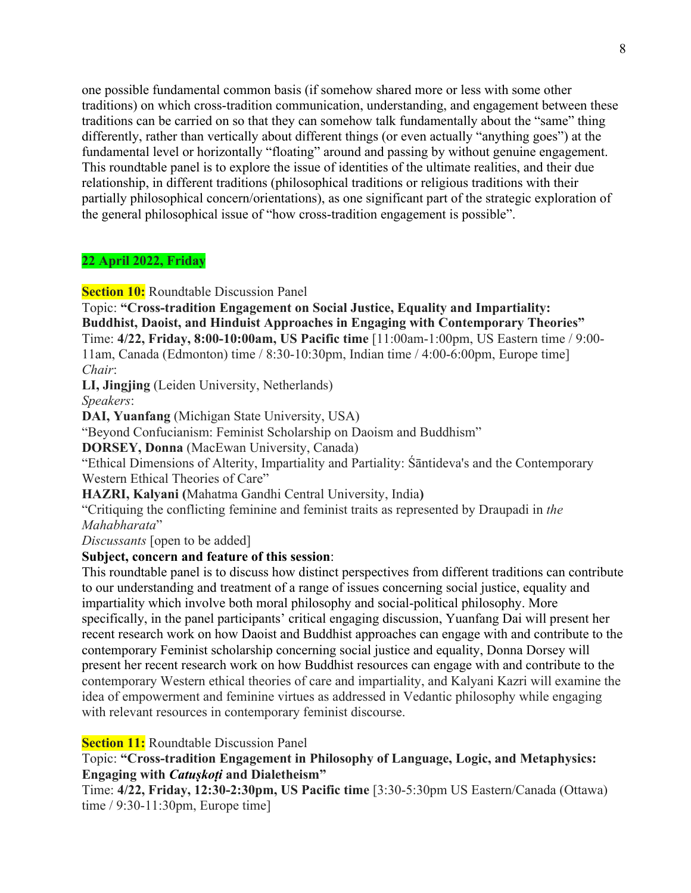one possible fundamental common basis (if somehow shared more or less with some other traditions) on which cross-tradition communication, understanding, and engagement between these traditions can be carried on so that they can somehow talk fundamentally about the "same" thing differently, rather than vertically about different things (or even actually "anything goes") at the fundamental level or horizontally "floating" around and passing by without genuine engagement. This roundtable panel is to explore the issue of identities of the ultimate realities, and their due relationship, in different traditions (philosophical traditions or religious traditions with their partially philosophical concern/orientations), as one significant part of the strategic exploration of the general philosophical issue of "how cross-tradition engagement is possible".

**22 April 2022, Friday**

**Section 10:** Roundtable Discussion Panel

Topic: **"Cross-tradition Engagement on Social Justice, Equality and Impartiality: Buddhist, Daoist, and Hinduist Approaches in Engaging with Contemporary Theories"**

Time: **4/22, Friday, 8:00-10:00am, US Pacific time** [11:00am-1:00pm, US Eastern time / 9:00-11am, Canada (Edmonton) time / 8:30-10:30pm, Indian time / 4:00-6:00pm, Europe time]

*Chair*:

**LI, Jingjing** (Leiden University, Netherlands)

*Speakers*:

**DAI, Yuanfang** (Michigan State University, USA)

"Beyond Confucianism: Feminist Scholarship on Daoism and Buddhism"

**DORSEY, Donna** (MacEwan University, Canada)

"Ethical Dimensions of Alterity, Impartiality and Partiality: Śāntideva's and the Contemporary Western Ethical Theories of Care"

**HAZRI, Kalyani (**Mahatma Gandhi Central University, India**)**

"Critiquing the conflicting feminine and feminist traits as represented by Draupadi in *the Mahabharata*"

*Discussants* [open to be added]

**Subject, concern and feature of this session**:

This roundtable panel is to discuss how distinct perspectives from different traditions can contribute to our understanding and treatment of a range of issues concerning social justice, equality and impartiality which involve both moral philosophy and social-political philosophy. More specifically, in the panel participants' critical engaging discussion, Yuanfang Dai will present her recent research work on how Daoist and Buddhist approaches can engage with and contribute to the contemporary Feminist scholarship concerning social justice and equality, Donna Dorsey will present her recent research work on how Buddhist resources can engage with and contribute to the contemporary Western ethical theories of care and impartiality, and Kalyani Kazri will examine the idea of empowerment and feminine virtues as addressed in Vedantic philosophy while engaging with relevant resources in contemporary feminist discourse.

**Section 11:** Roundtable Discussion Panel

Topic: **"Cross-tradition Engagement in Philosophy of Language, Logic, and Metaphysics: Engaging with *Catuṣkoṭi* and Dialetheism"**

Time: **4/22, Friday, 12:30-2:30pm, US Pacific time** [3:30-5:30pm US Eastern/Canada (Ottawa) time / 9:30-11:30pm, Europe time]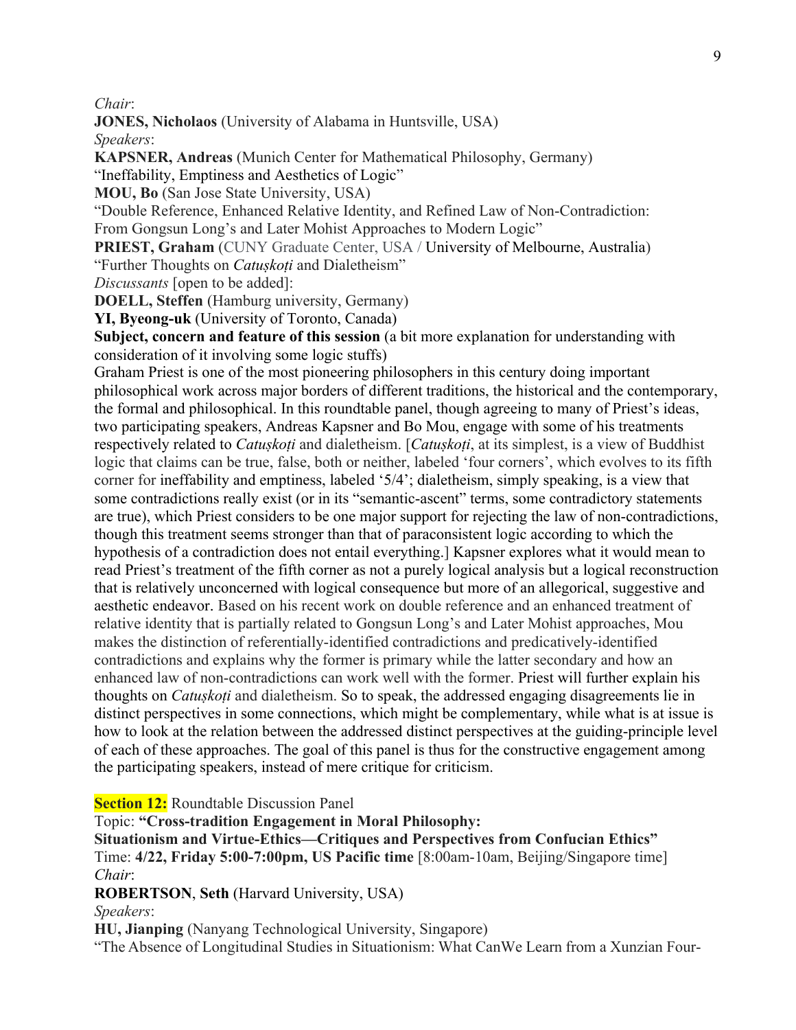*Chair*:

**JONES, Nicholaos** (University of Alabama in Huntsville, USA)

*Speakers*:

**KAPSNER, Andreas** (Munich Center for Mathematical Philosophy, Germany)

"Ineffability, Emptiness and Aesthetics of Logic"

**MOU, Bo** (San Jose State University, USA)

"Double Reference, Enhanced Relative Identity, and Refined Law of Non-Contradiction: From Gongsun Long's and Later Mohist Approaches to Modern Logic"

**PRIEST, Graham** (CUNY Graduate Center, USA / University of Melbourne, Australia)

"Further Thoughts on *Catuṣkoṭi* and Dialetheism"

*Discussants* [open to be added]:

**DOELL, Steffen** (Hamburg university, Germany)

**YI, Byeong-uk** (University of Toronto, Canada)

**Subject, concern and feature of this session** (a bit more explanation for understanding with consideration of it involving some logic stuffs)

Graham Priest is one of the most pioneering philosophers in this century doing important philosophical work across major borders of different traditions, the historical and the contemporary, the formal and philosophical. In this roundtable panel, though agreeing to many of Priest's ideas, two participating speakers, Andreas Kapsner and Bo Mou, engage with some of his treatments respectively related to *Catuṣkoṭi* and dialetheism. [*Catuṣkoṭi*, at its simplest, is a view of Buddhist logic that claims can be true, false, both or neither, labeled 'four corners', which evolves to its fifth corner for ineffability and emptiness, labeled '5/4'; dialetheism, simply speaking, is a view that some contradictions really exist (or in its "semantic-ascent" terms, some contradictory statements are true), which Priest considers to be one major support for rejecting the law of non-contradictions, though this treatment seems stronger than that of paraconsistent logic according to which the hypothesis of a contradiction does not entail everything.] Kapsner explores what it would mean to read Priest's treatment of the fifth corner as not a purely logical analysis but a logical reconstruction that is relatively unconcerned with logical consequence but more of an allegorical, suggestive and aesthetic endeavor. Based on his recent work on double reference and an enhanced treatment of relative identity that is partially related to Gongsun Long's and Later Mohist approaches, Mou makes the distinction of referentially-identified contradictions and predicatively-identified contradictions and explains why the former is primary while the latter secondary and how an enhanced law of non-contradictions can work well with the former. Priest will further explain his thoughts on *Catuṣkoṭi* and dialetheism. So to speak, the addressed engaging disagreements lie in distinct perspectives in some connections, which might be complementary, while what is at issue is how to look at the relation between the addressed distinct perspectives at the guiding-principle level of each of these approaches. The goal of this panel is thus for the constructive engagement among the participating speakers, instead of mere critique for criticism.

**Section 12:** Roundtable Discussion Panel

Topic: **"Cross-tradition Engagement in Moral Philosophy: Situationism and Virtue-Ethics—Critiques and Perspectives from Confucian Ethics"**

Time: **4/22, Friday 5:00-7:00pm, US Pacific time** [8:00am-10am, Beijing/Singapore time]

*Chair*:

**ROBERTSON**, **Seth** (Harvard University, USA)

*Speakers*:

**HU, Jianping** (Nanyang Technological University, Singapore)

"The Absence of Longitudinal Studies in Situationism: What CanWe Learn from a Xunzian Four-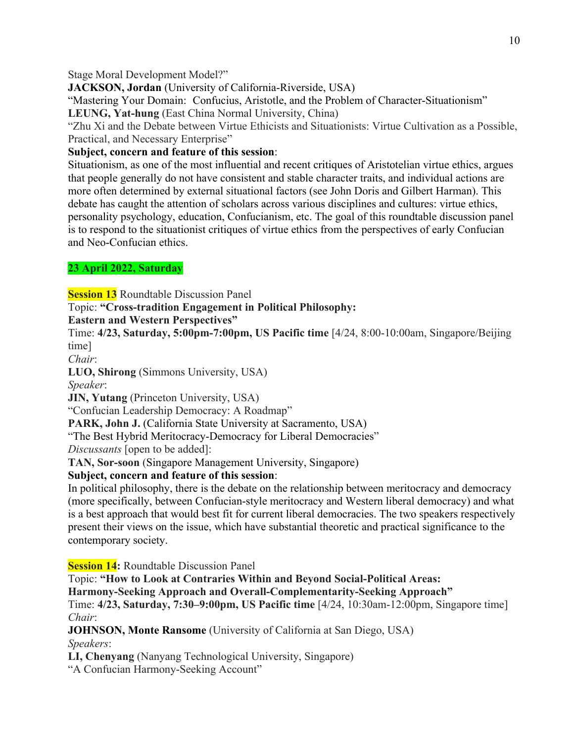Stage Moral Development Model?"

**JACKSON, Jordan** (University of California-Riverside, USA)

"Mastering Your Domain: Confucius, Aristotle, and the Problem of Character-Situationism"

**LEUNG, Yat-hung** (East China Normal University, China)

"Zhu Xi and the Debate between Virtue Ethicists and Situationists: Virtue Cultivation as a Possible, Practical, and Necessary Enterprise"

**Subject, concern and feature of this session**:

Situationism, as one of the most influential and recent critiques of Aristotelian virtue ethics, argues that people generally do not have consistent and stable character traits, and individual actions are more often determined by external situational factors (see John Doris and Gilbert Harman). This debate has caught the attention of scholars across various disciplines and cultures: virtue ethics, personality psychology, education, Confucianism, etc. The goal of this roundtable discussion panel is to respond to the situationist critiques of virtue ethics from the perspectives of early Confucian and Neo-Confucian ethics.

**23 April 2022, Saturday**

**Session 13** Roundtable Discussion Panel

Topic: **"Cross-tradition Engagement in Political Philosophy: Eastern and Western Perspectives"**

Time: **4/23, Saturday, 5:00pm-7:00pm, US Pacific time** [4/24, 8:00-10:00am, Singapore/Beijing time]

*Chair*:

**LUO, Shirong** (Simmons University, USA)

*Speaker*:

**JIN, Yutang** (Princeton University, USA)

"Confucian Leadership Democracy: A Roadmap"

**PARK, John J.** (California State University at Sacramento, USA)

"The Best Hybrid Meritocracy-Democracy for Liberal Democracies"

*Discussants* [open to be added]:

**TAN, Sor-soon** (Singapore Management University, Singapore)

**Subject, concern and feature of this session**:

In political philosophy, there is the debate on the relationship between meritocracy and democracy (more specifically, between Confucian-style meritocracy and Western liberal democracy) and what is a best approach that would best fit for current liberal democracies. The two speakers respectively present their views on the issue, which have substantial theoretic and practical significance to the contemporary society.

**Session 14:** Roundtable Discussion Panel

Topic: **"How to Look at Contraries Within and Beyond Social-Political Areas: Harmony-Seeking Approach and Overall-Complementarity-Seeking Approach"**

Time: **4/23, Saturday, 7:30–9:00pm, US Pacific time** [4/24, 10:30am-12:00pm, Singapore time]

*Chair*:

**JOHNSON, Monte Ransome** (University of California at San Diego, USA)

*Speakers*:

**LI, Chenyang** (Nanyang Technological University, Singapore)

"A Confucian Harmony-Seeking Account"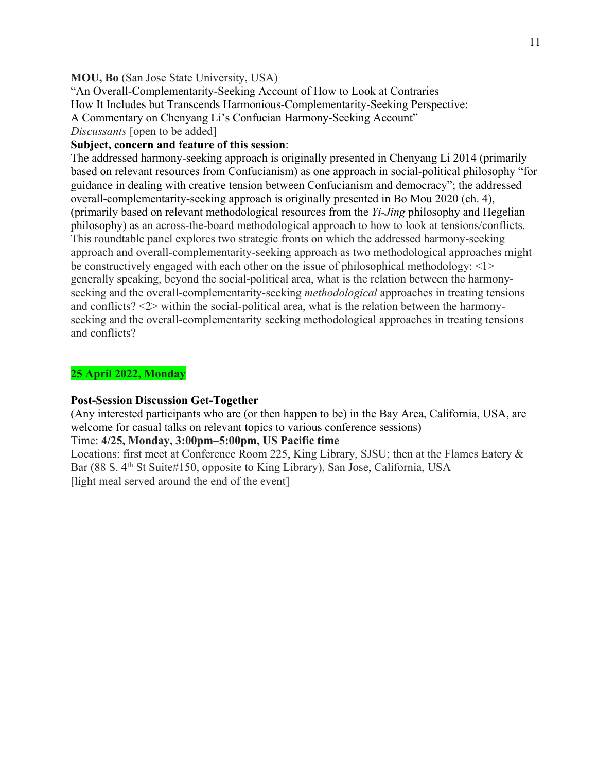**MOU, Bo** (San Jose State University, USA)
"An Overall-Complementarity-Seeking Account of How to Look at Contraries—
How It Includes but Transcends Harmonious-Complementarity-Seeking Perspective:
A Commentary on Chenyang Li's Confucian Harmony-Seeking Account"
*Discussants* [open to be added]

**Subject, concern and feature of this session**:
The addressed harmony-seeking approach is originally presented in Chenyang Li 2014 (primarily based on relevant resources from Confucianism) as one approach in social-political philosophy "for guidance in dealing with creative tension between Confucianism and democracy"; the addressed overall-complementarity-seeking approach is originally presented in Bo Mou 2020 (ch. 4), (primarily based on relevant methodological resources from the *Yi-Jing* philosophy and Hegelian philosophy) as an across-the-board methodological approach to how to look at tensions/conflicts. This roundtable panel explores two strategic fronts on which the addressed harmony-seeking approach and overall-complementarity-seeking approach as two methodological approaches might be constructively engaged with each other on the issue of philosophical methodology: <1> generally speaking, beyond the social-political area, what is the relation between the harmony-seeking and the overall-complementarity-seeking *methodological* approaches in treating tensions and conflicts? <2> within the social-political area, what is the relation between the harmony-seeking and the overall-complementarity seeking methodological approaches in treating tensions and conflicts?

**25 April 2022, Monday**

**Post-Session Discussion Get-Together**
(Any interested participants who are (or then happen to be) in the Bay Area, California, USA, are welcome for casual talks on relevant topics to various conference sessions)
Time: **4/25, Monday, 3:00pm–5:00pm, US Pacific time**
Locations: first meet at Conference Room 225, King Library, SJSU; then at the Flames Eatery & Bar (88 S. 4th St Suite#150, opposite to King Library), San Jose, California, USA
[light meal served around the end of the event]